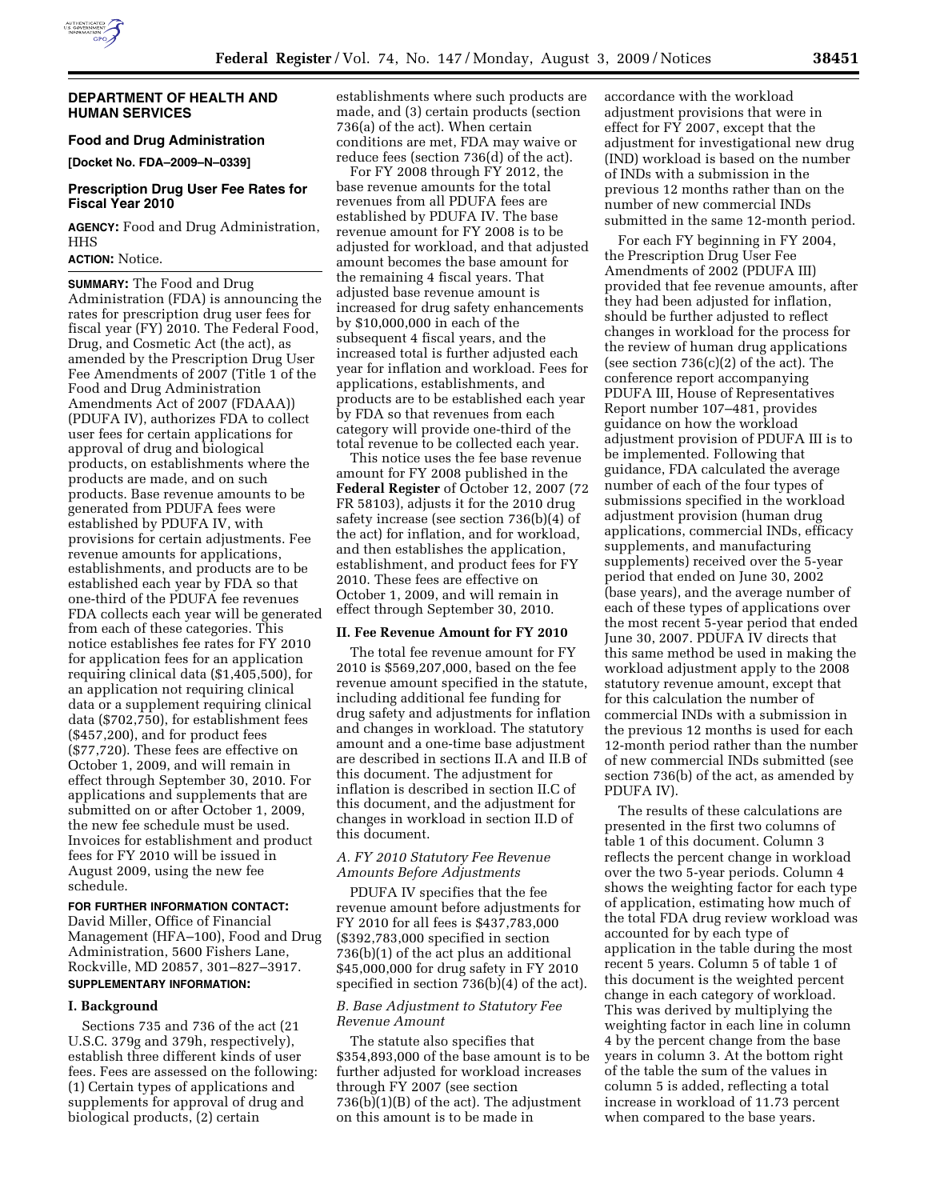## DEPARTMENT OF HEALTH AND HUMAN SERVICES

### Food and Drug Administration

**[Docket No. FDA–2009–N–0339]**

### Prescription Drug User Fee Rates for Fiscal Year 2010

**AGENCY:** Food and Drug Administration, HHS

**ACTION:** Notice.

**SUMMARY:** The Food and Drug Administration (FDA) is announcing the rates for prescription drug user fees for fiscal year (FY) 2010. The Federal Food, Drug, and Cosmetic Act (the act), as amended by the Prescription Drug User Fee Amendments of 2007 (Title 1 of the Food and Drug Administration Amendments Act of 2007 (FDAAA)) (PDUFA IV), authorizes FDA to collect user fees for certain applications for approval of drug and biological products, on establishments where the products are made, and on such products. Base revenue amounts to be generated from PDUFA fees were established by PDUFA IV, with provisions for certain adjustments. Fee revenue amounts for applications, establishments, and products are to be established each year by FDA so that one-third of the PDUFA fee revenues FDA collects each year will be generated from each of these categories. This notice establishes fee rates for FY 2010 for application fees for an application requiring clinical data ($1,405,500), for an application not requiring clinical data or a supplement requiring clinical data ($702,750), for establishment fees ($457,200), and for product fees ($77,720). These fees are effective on October 1, 2009, and will remain in effect through September 30, 2010. For applications and supplements that are submitted on or after October 1, 2009, the new fee schedule must be used. Invoices for establishment and product fees for FY 2010 will be issued in August 2009, using the new fee schedule.

**FOR FURTHER INFORMATION CONTACT:** David Miller, Office of Financial Management (HFA–100), Food and Drug Administration, 5600 Fishers Lane, Rockville, MD 20857, 301–827–3917.

**SUPPLEMENTARY INFORMATION:**

## I. Background

Sections 735 and 736 of the act (21 U.S.C. 379g and 379h, respectively), establish three different kinds of user fees. Fees are assessed on the following: (1) Certain types of applications and supplements for approval of drug and biological products, (2) certain establishments where such products are made, and (3) certain products (section 736(a) of the act). When certain conditions are met, FDA may waive or reduce fees (section 736(d) of the act).

For FY 2008 through FY 2012, the base revenue amounts for the total revenues from all PDUFA fees are established by PDUFA IV. The base revenue amount for FY 2008 is to be adjusted for workload, and that adjusted amount becomes the base amount for the remaining 4 fiscal years. That adjusted base revenue amount is increased for drug safety enhancements by $10,000,000 in each of the subsequent 4 fiscal years, and the increased total is further adjusted each year for inflation and workload. Fees for applications, establishments, and products are to be established each year by FDA so that revenues from each category will provide one-third of the total revenue to be collected each year.

This notice uses the fee base revenue amount for FY 2008 published in the **Federal Register** of October 12, 2007 (72 FR 58103), adjusts it for the 2010 drug safety increase (see section 736(b)(4) of the act) for inflation, and for workload, and then establishes the application, establishment, and product fees for FY 2010. These fees are effective on October 1, 2009, and will remain in effect through September 30, 2010.

## II. Fee Revenue Amount for FY 2010

The total fee revenue amount for FY 2010 is $569,207,000, based on the fee revenue amount specified in the statute, including additional fee funding for drug safety and adjustments for inflation and changes in workload. The statutory amount and a one-time base adjustment are described in sections II.A and II.B of this document. The adjustment for inflation is described in section II.C of this document, and the adjustment for changes in workload in section II.D of this document.

### *A. FY 2010 Statutory Fee Revenue Amounts Before Adjustments*

PDUFA IV specifies that the fee revenue amount before adjustments for FY 2010 for all fees is $437,783,000 ($392,783,000 specified in section 736(b)(1) of the act plus an additional $45,000,000 for drug safety in FY 2010 specified in section 736(b)(4) of the act).

### *B. Base Adjustment to Statutory Fee Revenue Amount*

The statute also specifies that $354,893,000 of the base amount is to be further adjusted for workload increases through FY 2007 (see section 736(b)(1)(B) of the act). The adjustment on this amount is to be made in accordance with the workload adjustment provisions that were in effect for FY 2007, except that the adjustment for investigational new drug (IND) workload is based on the number of INDs with a submission in the previous 12 months rather than on the number of new commercial INDs submitted in the same 12-month period.

For each FY beginning in FY 2004, the Prescription Drug User Fee Amendments of 2002 (PDUFA III) provided that fee revenue amounts, after they had been adjusted for inflation, should be further adjusted to reflect changes in workload for the process for the review of human drug applications (see section 736(c)(2) of the act). The conference report accompanying PDUFA III, House of Representatives Report number 107–481, provides guidance on how the workload adjustment provision of PDUFA III is to be implemented. Following that guidance, FDA calculated the average number of each of the four types of submissions specified in the workload adjustment provision (human drug applications, commercial INDs, efficacy supplements, and manufacturing supplements) received over the 5-year period that ended on June 30, 2002 (base years), and the average number of each of these types of applications over the most recent 5-year period that ended June 30, 2007. PDUFA IV directs that this same method be used in making the workload adjustment apply to the 2008 statutory revenue amount, except that for this calculation the number of commercial INDs with a submission in the previous 12 months is used for each 12-month period rather than the number of new commercial INDs submitted (see section 736(b) of the act, as amended by PDUFA IV).

The results of these calculations are presented in the first two columns of table 1 of this document. Column 3 reflects the percent change in workload over the two 5-year periods. Column 4 shows the weighting factor for each type of application, estimating how much of the total FDA drug review workload was accounted for by each type of application in the table during the most recent 5 years. Column 5 of table 1 of this document is the weighted percent change in each category of workload. This was derived by multiplying the weighting factor in each line in column 4 by the percent change from the base years in column 3. At the bottom right of the table the sum of the values in column 5 is added, reflecting a total increase in workload of 11.73 percent when compared to the base years.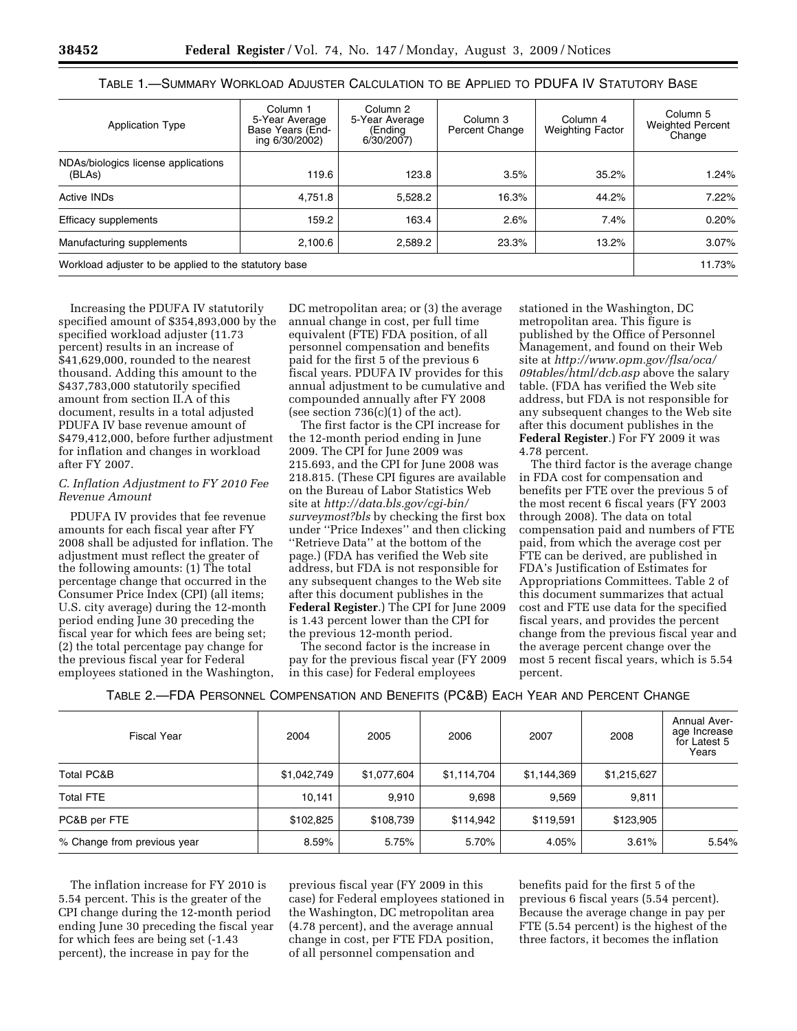TABLE 1.—SUMMARY WORKLOAD ADJUSTER CALCULATION TO BE APPLIED TO PDUFA IV STATUTORY BASE

| Application Type | Column 1 5-Year Average Base Years (Ending 6/30/2002) | Column 2 5-Year Average (Ending 6/30/2007) | Column 3 Percent Change | Column 4 Weighting Factor | Column 5 Weighted Percent Change |
|---|---|---|---|---|---|
| NDAs/biologics license applications (BLAs) | 119.6 | 123.8 | 3.5% | 35.2% | 1.24% |
| Active INDs | 4,751.8 | 5,528.2 | 16.3% | 44.2% | 7.22% |
| Efficacy supplements | 159.2 | 163.4 | 2.6% | 7.4% | 0.20% |
| Manufacturing supplements | 2,100.6 | 2,589.2 | 23.3% | 13.2% | 3.07% |
| Workload adjuster to be applied to the statutory base | | | | | 11.73% |

Increasing the PDUFA IV statutorily specified amount of $354,893,000 by the specified workload adjuster (11.73 percent) results in an increase of $41,629,000, rounded to the nearest thousand. Adding this amount to the $437,783,000 statutorily specified amount from section II.A of this document, results in a total adjusted PDUFA IV base revenue amount of $479,412,000, before further adjustment for inflation and changes in workload after FY 2007.

### *C. Inflation Adjustment to FY 2010 Fee Revenue Amount*

PDUFA IV provides that fee revenue amounts for each fiscal year after FY 2008 shall be adjusted for inflation. The adjustment must reflect the greater of the following amounts: (1) The total percentage change that occurred in the Consumer Price Index (CPI) (all items; U.S. city average) during the 12-month period ending June 30 preceding the fiscal year for which fees are being set; (2) the total percentage pay change for the previous fiscal year for Federal employees stationed in the Washington, DC metropolitan area; or (3) the average annual change in cost, per full time equivalent (FTE) FDA position, of all personnel compensation and benefits paid for the first 5 of the previous 6 fiscal years. PDUFA IV provides for this annual adjustment to be cumulative and compounded annually after FY 2008 (see section 736(c)(1) of the act).

The first factor is the CPI increase for the 12-month period ending in June 2009. The CPI for June 2009 was 215.693, and the CPI for June 2008 was 218.815. (These CPI figures are available on the Bureau of Labor Statistics Web site at *http://data.bls.gov/cgi-bin/surveymost?bls* by checking the first box under ''Price Indexes'' and then clicking ''Retrieve Data'' at the bottom of the page.) (FDA has verified the Web site address, but FDA is not responsible for any subsequent changes to the Web site after this document publishes in the **Federal Register**.) The CPI for June 2009 is 1.43 percent lower than the CPI for the previous 12-month period.

The second factor is the increase in pay for the previous fiscal year (FY 2009 in this case) for Federal employees stationed in the Washington, DC metropolitan area. This figure is published by the Office of Personnel Management, and found on their Web site at *http://www.opm.gov/flsa/oca/09tables/html/dcb.asp* above the salary table. (FDA has verified the Web site address, but FDA is not responsible for any subsequent changes to the Web site after this document publishes in the **Federal Register**.) For FY 2009 it was 4.78 percent.

The third factor is the average change in FDA cost for compensation and benefits per FTE over the previous 5 of the most recent 6 fiscal years (FY 2003 through 2008). The data on total compensation paid and numbers of FTE paid, from which the average cost per FTE can be derived, are published in FDA's Justification of Estimates for Appropriations Committees. Table 2 of this document summarizes that actual cost and FTE use data for the specified fiscal years, and provides the percent change from the previous fiscal year and the average percent change over the most 5 recent fiscal years, which is 5.54 percent.

TABLE 2.—FDA PERSONNEL COMPENSATION AND BENEFITS (PC&B) EACH YEAR AND PERCENT CHANGE

| Fiscal Year | 2004 | 2005 | 2006 | 2007 | 2008 | Annual Average Increase for Latest 5 Years |
|---|---|---|---|---|---|---|
| Total PC&B | $1,042,749 | $1,077,604 | $1,114,704 | $1,144,369 | $1,215,627 | |
| Total FTE | 10,141 | 9,910 | 9,698 | 9,569 | 9,811 | |
| PC&B per FTE | $102,825 | $108,739 | $114,942 | $119,591 | $123,905 | |
| % Change from previous year | 8.59% | 5.75% | 5.70% | 4.05% | 3.61% | 5.54% |

The inflation increase for FY 2010 is 5.54 percent. This is the greater of the CPI change during the 12-month period ending June 30 preceding the fiscal year for which fees are being set (-1.43 percent), the increase in pay for the previous fiscal year (FY 2009 in this case) for Federal employees stationed in the Washington, DC metropolitan area (4.78 percent), and the average annual change in cost, per FTE FDA position, of all personnel compensation and benefits paid for the first 5 of the previous 6 fiscal years (5.54 percent). Because the average change in pay per FTE (5.54 percent) is the highest of the three factors, it becomes the inflation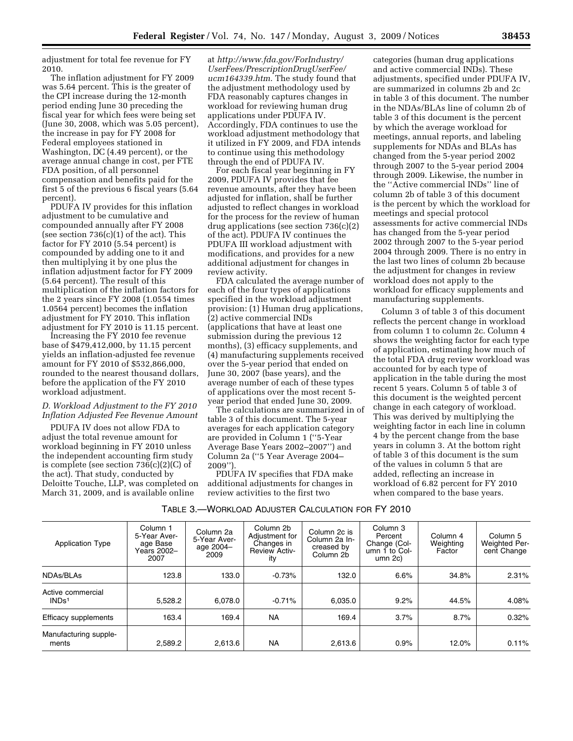adjustment for total fee revenue for FY 2010.

The inflation adjustment for FY 2009 was 5.64 percent. This is the greater of the CPI increase during the 12-month period ending June 30 preceding the fiscal year for which fees were being set (June 30, 2008, which was 5.05 percent), the increase in pay for FY 2008 for Federal employees stationed in Washington, DC (4.49 percent), or the average annual change in cost, per FTE FDA position, of all personnel compensation and benefits paid for the first 5 of the previous 6 fiscal years (5.64 percent).

PDUFA IV provides for this inflation adjustment to be cumulative and compounded annually after FY 2008 (see section 736(c)(1) of the act). This factor for FY 2010 (5.54 percent) is compounded by adding one to it and then multiplying it by one plus the inflation adjustment factor for FY 2009 (5.64 percent). The result of this multiplication of the inflation factors for the 2 years since FY 2008 (1.0554 times 1.0564 percent) becomes the inflation adjustment for FY 2010. This inflation adjustment for FY 2010 is 11.15 percent.

Increasing the FY 2010 fee revenue base of $479,412,000, by 11.15 percent yields an inflation-adjusted fee revenue amount for FY 2010 of $532,866,000, rounded to the nearest thousand dollars, before the application of the FY 2010 workload adjustment.

### D. Workload Adjustment to the FY 2010 Inflation Adjusted Fee Revenue Amount

PDUFA IV does not allow FDA to adjust the total revenue amount for workload beginning in FY 2010 unless the independent accounting firm study is complete (see section 736(c)(2)(C) of the act). That study, conducted by Deloitte Touche, LLP, was completed on March 31, 2009, and is available online at *http://www.fda.gov/ForIndustry/UserFees/PrescriptionDrugUserFee/ucm164339.htm*. The study found that the adjustment methodology used by FDA reasonably captures changes in workload for reviewing human drug applications under PDUFA IV. Accordingly, FDA continues to use the workload adjustment methodology that it utilized in FY 2009, and FDA intends to continue using this methodology through the end of PDUFA IV.

For each fiscal year beginning in FY 2009, PDUFA IV provides that fee revenue amounts, after they have been adjusted for inflation, shall be further adjusted to reflect changes in workload for the process for the review of human drug applications (see section 736(c)(2) of the act). PDUFA IV continues the PDUFA III workload adjustment with modifications, and provides for a new additional adjustment for changes in review activity.

FDA calculated the average number of each of the four types of applications specified in the workload adjustment provision: (1) Human drug applications, (2) active commercial INDs (applications that have at least one submission during the previous 12 months), (3) efficacy supplements, and (4) manufacturing supplements received over the 5-year period that ended on June 30, 2007 (base years), and the average number of each of these types of applications over the most recent 5-year period that ended June 30, 2009.

The calculations are summarized in of table 3 of this document. The 5-year averages for each application category are provided in Column 1 (''5-Year Average Base Years 2002–2007'') and Column 2a (''5 Year Average 2004–2009'').

PDUFA IV specifies that FDA make additional adjustments for changes in review activities to the first two categories (human drug applications and active commercial INDs). These adjustments, specified under PDUFA IV, are summarized in columns 2b and 2c in table 3 of this document. The number in the NDAs/BLAs line of column 2b of table 3 of this document is the percent by which the average workload for meetings, annual reports, and labeling supplements for NDAs and BLAs has changed from the 5-year period 2002 through 2007 to the 5-year period 2004 through 2009. Likewise, the number in the ''Active commercial INDs'' line of column 2b of table 3 of this document is the percent by which the workload for meetings and special protocol assessments for active commercial INDs has changed from the 5-year period 2002 through 2007 to the 5-year period 2004 through 2009. There is no entry in the last two lines of column 2b because the adjustment for changes in review workload does not apply to the workload for efficacy supplements and manufacturing supplements.

Column 3 of table 3 of this document reflects the percent change in workload from column 1 to column 2c. Column 4 shows the weighting factor for each type of application, estimating how much of the total FDA drug review workload was accounted for by each type of application in the table during the most recent 5 years. Column 5 of table 3 of this document is the weighted percent change in each category of workload. This was derived by multiplying the weighting factor in each line in column 4 by the percent change from the base years in column 3. At the bottom right of table 3 of this document is the sum of the values in column 5 that are added, reflecting an increase in workload of 6.82 percent for FY 2010 when compared to the base years.

TABLE 3.—WORKLOAD ADJUSTER CALCULATION FOR FY 2010

| Application Type | Column 1 5-Year Average Base Years 2002–2007 | Column 2a 5-Year Average 2004–2009 | Column 2b Adjustment for Changes in Review Activity | Column 2c is Column 2a Increased by Column 2b | Column 3 Percent Change (Column 1 to Column 2c) | Column 4 Weighting Factor | Column 5 Weighted Percent Change |
|---|---|---|---|---|---|---|---|
| NDAs/BLAs | 123.8 | 133.0 | -0.73% | 132.0 | 6.6% | 34.8% | 2.31% |
| Active commercial INDs[1] | 5,528.2 | 6,078.0 | -0.71% | 6,035.0 | 9.2% | 44.5% | 4.08% |
| Efficacy supplements | 163.4 | 169.4 | NA | 169.4 | 3.7% | 8.7% | 0.32% |
| Manufacturing supplements | 2,589.2 | 2,613.6 | NA | 2,613.6 | 0.9% | 12.0% | 0.11% |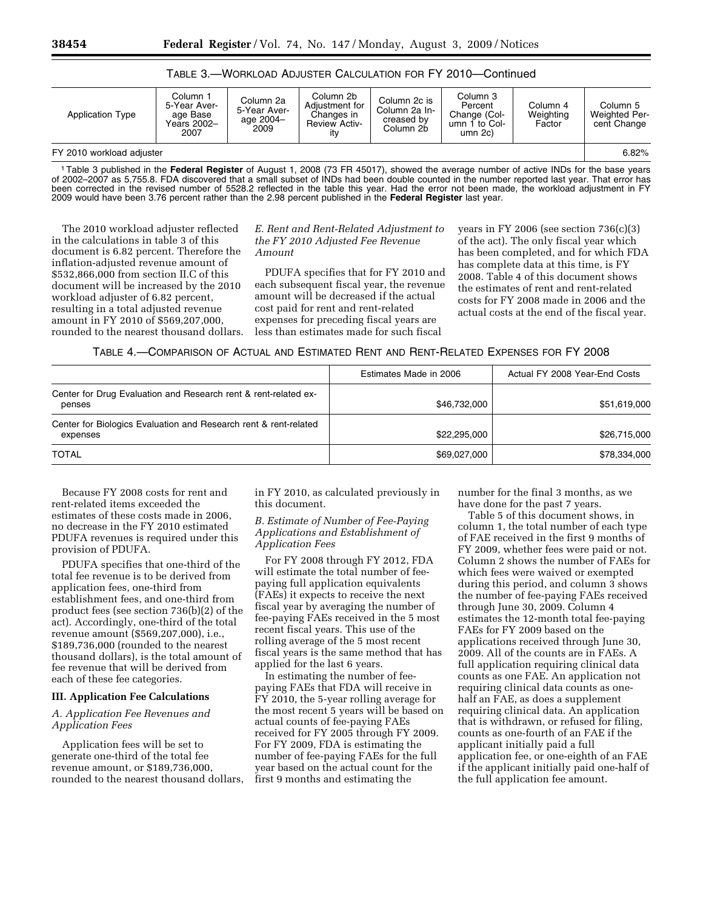TABLE 3.—WORKLOAD ADJUSTER CALCULATION FOR FY 2010—Continued

| Application Type | Column 1 5-Year Average Base Years 2002–2007 | Column 2a 5-Year Average 2004–2009 | Column 2b Adjustment for Changes in Review Activity | Column 2c is Column 2a Increased by Column 2b | Column 3 Percent Change (Column 1 to Column 2c) | Column 4 Weighting Factor | Column 5 Weighted Percent Change |
|---|---|---|---|---|---|---|---|
| FY 2010 workload adjuster | | | | | | | 6.82% |

[1] Table 3 published in the **Federal Register** of August 1, 2008 (73 FR 45017), showed the average number of active INDs for the base years of 2002–2007 as 5,755.8. FDA discovered that a small subset of INDs had been double counted in the number reported last year. That error has been corrected in the revised number of 5528.2 reflected in the table this year. Had the error not been made, the workload adjustment in FY 2009 would have been 3.76 percent rather than the 2.98 percent published in the **Federal Register** last year.

The 2010 workload adjuster reflected in the calculations in table 3 of this document is 6.82 percent. Therefore the inflation-adjusted revenue amount of $532,866,000 from section II.C of this document will be increased by the 2010 workload adjuster of 6.82 percent, resulting in a total adjusted revenue amount in FY 2010 of $569,207,000, rounded to the nearest thousand dollars.

*E. Rent and Rent-Related Adjustment to the FY 2010 Adjusted Fee Revenue Amount*

PDUFA specifies that for FY 2010 and each subsequent fiscal year, the revenue amount will be decreased if the actual cost paid for rent and rent-related expenses for preceding fiscal years are less than estimates made for such fiscal years in FY 2006 (see section 736(c)(3) of the act). The only fiscal year which has been completed, and for which FDA has complete data at this time, is FY 2008. Table 4 of this document shows the estimates of rent and rent-related costs for FY 2008 made in 2006 and the actual costs at the end of the fiscal year.

TABLE 4.—COMPARISON OF ACTUAL AND ESTIMATED RENT AND RENT-RELATED EXPENSES FOR FY 2008

| | Estimates Made in 2006 | Actual FY 2008 Year-End Costs |
|---|---|---|
| Center for Drug Evaluation and Research rent & rent-related expenses | $46,732,000 | $51,619,000 |
| Center for Biologics Evaluation and Research rent & rent-related expenses | $22,295,000 | $26,715,000 |
| TOTAL | $69,027,000 | $78,334,000 |

Because FY 2008 costs for rent and rent-related items exceeded the estimates of these costs made in 2006, no decrease in the FY 2010 estimated PDUFA revenues is required under this provision of PDUFA.

PDUFA specifies that one-third of the total fee revenue is to be derived from application fees, one-third from establishment fees, and one-third from product fees (see section 736(b)(2) of the act). Accordingly, one-third of the total revenue amount ($569,207,000), i.e., $189,736,000 (rounded to the nearest thousand dollars), is the total amount of fee revenue that will be derived from each of these fee categories.

## III. Application Fee Calculations

*A. Application Fee Revenues and Application Fees*

Application fees will be set to generate one-third of the total fee revenue amount, or $189,736,000, rounded to the nearest thousand dollars, in FY 2010, as calculated previously in this document.

*B. Estimate of Number of Fee-Paying Applications and Establishment of Application Fees*

For FY 2008 through FY 2012, FDA will estimate the total number of fee-paying full application equivalents (FAEs) it expects to receive the next fiscal year by averaging the number of fee-paying FAEs received in the 5 most recent fiscal years. This use of the rolling average of the 5 most recent fiscal years is the same method that has applied for the last 6 years.

In estimating the number of fee-paying FAEs that FDA will receive in FY 2010, the 5-year rolling average for the most recent 5 years will be based on actual counts of fee-paying FAEs received for FY 2005 through FY 2009. For FY 2009, FDA is estimating the number of fee-paying FAEs for the full year based on the actual count for the first 9 months and estimating the number for the final 3 months, as we have done for the past 7 years.

Table 5 of this document shows, in column 1, the total number of each type of FAE received in the first 9 months of FY 2009, whether fees were paid or not. Column 2 shows the number of FAEs for which fees were waived or exempted during this period, and column 3 shows the number of fee-paying FAEs received through June 30, 2009. Column 4 estimates the 12-month total fee-paying FAEs for FY 2009 based on the applications received through June 30, 2009. All of the counts are in FAEs. A full application requiring clinical data counts as one FAE. An application not requiring clinical data counts as one-half an FAE, as does a supplement requiring clinical data. An application that is withdrawn, or refused for filing, counts as one-fourth of an FAE if the applicant initially paid a full application fee, or one-eighth of an FAE if the applicant initially paid one-half of the full application fee amount.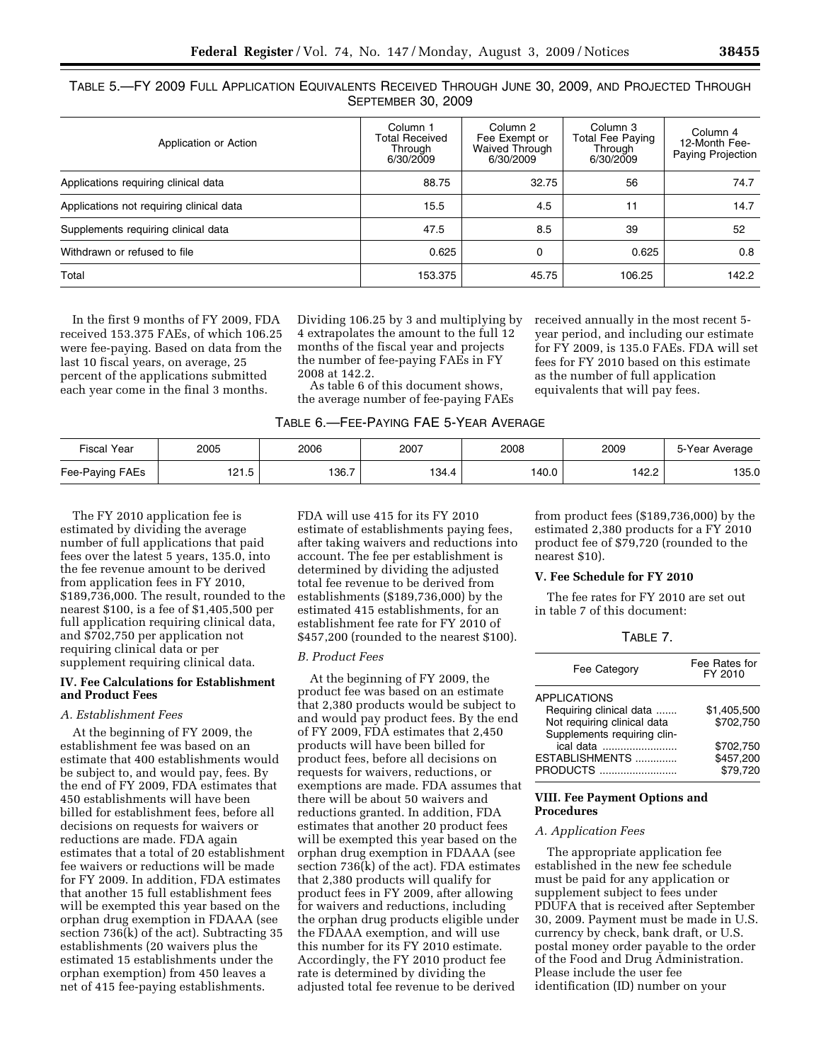TABLE 5.—FY 2009 FULL APPLICATION EQUIVALENTS RECEIVED THROUGH JUNE 30, 2009, AND PROJECTED THROUGH SEPTEMBER 30, 2009

| Application or Action | Column 1 Total Received Through 6/30/2009 | Column 2 Fee Exempt or Waived Through 6/30/2009 | Column 3 Total Fee Paying Through 6/30/2009 | Column 4 12-Month Fee-Paying Projection |
|---|---|---|---|---|
| Applications requiring clinical data | 88.75 | 32.75 | 56 | 74.7 |
| Applications not requiring clinical data | 15.5 | 4.5 | 11 | 14.7 |
| Supplements requiring clinical data | 47.5 | 8.5 | 39 | 52 |
| Withdrawn or refused to file | 0.625 | 0 | 0.625 | 0.8 |
| Total | 153.375 | 45.75 | 106.25 | 142.2 |

In the first 9 months of FY 2009, FDA received 153.375 FAEs, of which 106.25 were fee-paying. Based on data from the last 10 fiscal years, on average, 25 percent of the applications submitted each year come in the final 3 months. Dividing 106.25 by 3 and multiplying by 4 extrapolates the amount to the full 12 months of the fiscal year and projects the number of fee-paying FAEs in FY 2008 at 142.2.

As table 6 of this document shows, the average number of fee-paying FAEs received annually in the most recent 5-year period, and including our estimate for FY 2009, is 135.0 FAEs. FDA will set fees for FY 2010 based on this estimate as the number of full application equivalents that will pay fees.

TABLE 6.—FEE-PAYING FAE 5-YEAR AVERAGE

| Fiscal Year | 2005 | 2006 | 2007 | 2008 | 2009 | 5-Year Average |
|---|---|---|---|---|---|---|
| Fee-Paying FAEs | 121.5 | 136.7 | 134.4 | 140.0 | 142.2 | 135.0 |

The FY 2010 application fee is estimated by dividing the average number of full applications that paid fees over the latest 5 years, 135.0, into the fee revenue amount to be derived from application fees in FY 2010, $189,736,000. The result, rounded to the nearest $100, is a fee of $1,405,500 per full application requiring clinical data, and $702,750 per application not requiring clinical data or per supplement requiring clinical data.

**IV. Fee Calculations for Establishment and Product Fees**

*A. Establishment Fees*

At the beginning of FY 2009, the establishment fee was based on an estimate that 400 establishments would be subject to, and would pay, fees. By the end of FY 2009, FDA estimates that 450 establishments will have been billed for establishment fees, before all decisions on requests for waivers or reductions are made. FDA again estimates that a total of 20 establishment fee waivers or reductions will be made for FY 2009. In addition, FDA estimates that another 15 full establishment fees will be exempted this year based on the orphan drug exemption in FDAAA (see section 736(k) of the act). Subtracting 35 establishments (20 waivers plus the estimated 15 establishments under the orphan exemption) from 450 leaves a net of 415 fee-paying establishments. FDA will use 415 for its FY 2010 estimate of establishments paying fees, after taking waivers and reductions into account. The fee per establishment is determined by dividing the adjusted total fee revenue to be derived from establishments ($189,736,000) by the estimated 415 establishments, for an establishment fee rate for FY 2010 of $457,200 (rounded to the nearest $100).

*B. Product Fees*

At the beginning of FY 2009, the product fee was based on an estimate that 2,380 products would be subject to and would pay product fees. By the end of FY 2009, FDA estimates that 2,450 products will have been billed for product fees, before all decisions on requests for waivers, reductions, or exemptions are made. FDA assumes that there will be about 50 waivers and reductions granted. In addition, FDA estimates that another 20 product fees will be exempted this year based on the orphan drug exemption in FDAAA (see section 736(k) of the act). FDA estimates that 2,380 products will qualify for product fees in FY 2009, after allowing for waivers and reductions, including the orphan drug products eligible under the FDAAA exemption, and will use this number for its FY 2010 estimate. Accordingly, the FY 2010 product fee rate is determined by dividing the adjusted total fee revenue to be derived from product fees ($189,736,000) by the estimated 2,380 products for a FY 2010 product fee of $79,720 (rounded to the nearest $10).

**V. Fee Schedule for FY 2010**

The fee rates for FY 2010 are set out in table 7 of this document:

TABLE 7.

| Fee Category | Fee Rates for FY 2010 |
|---|---|
| APPLICATIONS | |
| Requiring clinical data | $1,405,500 |
| Not requiring clinical data | $702,750 |
| Supplements requiring clinical data | $702,750 |
| ESTABLISHMENTS | $457,200 |
| PRODUCTS | $79,720 |

**VIII. Fee Payment Options and Procedures**

*A. Application Fees*

The appropriate application fee established in the new fee schedule must be paid for any application or supplement subject to fees under PDUFA that is received after September 30, 2009. Payment must be made in U.S. currency by check, bank draft, or U.S. postal money order payable to the order of the Food and Drug Administration. Please include the user fee identification (ID) number on your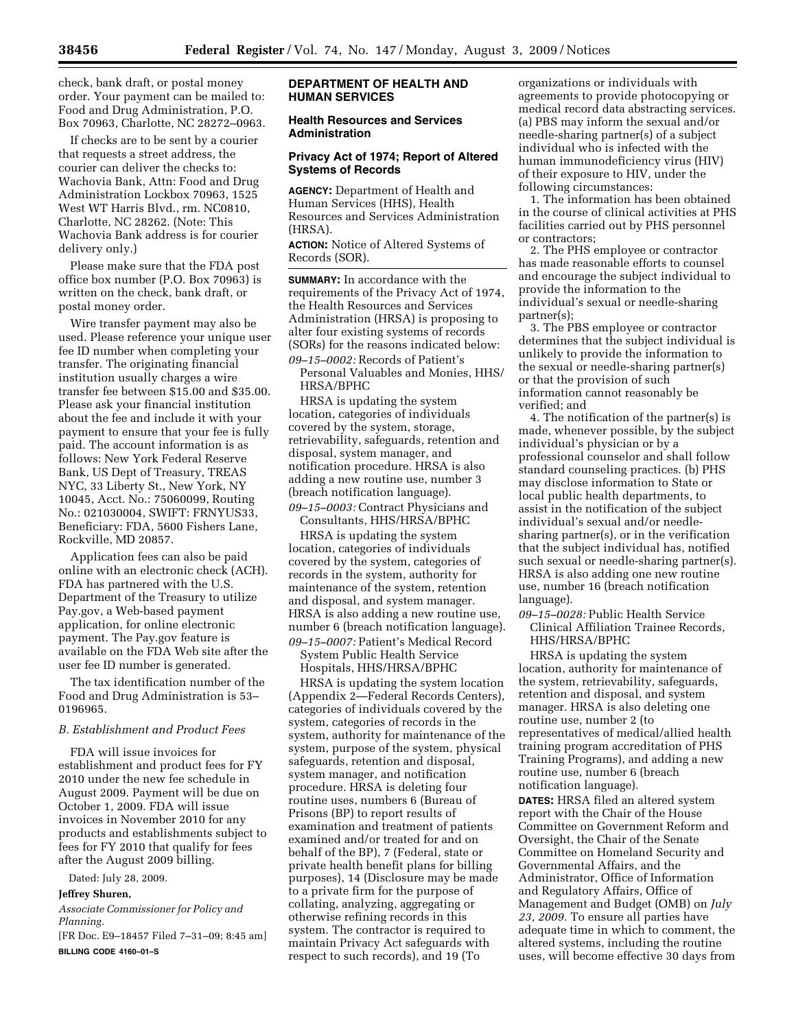check, bank draft, or postal money order. Your payment can be mailed to: Food and Drug Administration, P.O. Box 70963, Charlotte, NC 28272–0963.

If checks are to be sent by a courier that requests a street address, the courier can deliver the checks to: Wachovia Bank, Attn: Food and Drug Administration Lockbox 70963, 1525 West WT Harris Blvd., rm. NC0810, Charlotte, NC 28262. (Note: This Wachovia Bank address is for courier delivery only.)

Please make sure that the FDA post office box number (P.O. Box 70963) is written on the check, bank draft, or postal money order.

Wire transfer payment may also be used. Please reference your unique user fee ID number when completing your transfer. The originating financial institution usually charges a wire transfer fee between $15.00 and $35.00. Please ask your financial institution about the fee and include it with your payment to ensure that your fee is fully paid. The account information is as follows: New York Federal Reserve Bank, US Dept of Treasury, TREAS NYC, 33 Liberty St., New York, NY 10045, Acct. No.: 75060099, Routing No.: 021030004, SWIFT: FRNYUS33, Beneficiary: FDA, 5600 Fishers Lane, Rockville, MD 20857.

Application fees can also be paid online with an electronic check (ACH). FDA has partnered with the U.S. Department of the Treasury to utilize Pay.gov, a Web-based payment application, for online electronic payment. The Pay.gov feature is available on the FDA Web site after the user fee ID number is generated.

The tax identification number of the Food and Drug Administration is 53–0196965.

### *B. Establishment and Product Fees*

FDA will issue invoices for establishment and product fees for FY 2010 under the new fee schedule in August 2009. Payment will be due on October 1, 2009. FDA will issue invoices in November 2010 for any products and establishments subject to fees for FY 2010 that qualify for fees after the August 2009 billing.

Dated: July 28, 2009.

**Jeffrey Shuren,**

*Associate Commissioner for Policy and Planning.*

[FR Doc. E9–18457 Filed 7–31–09; 8:45 am]

**BILLING CODE 4160–01–S**

## DEPARTMENT OF HEALTH AND HUMAN SERVICES

### Health Resources and Services Administration

### Privacy Act of 1974; Report of Altered Systems of Records

**AGENCY:** Department of Health and Human Services (HHS), Health Resources and Services Administration (HRSA).

**ACTION:** Notice of Altered Systems of Records (SOR).

**SUMMARY:** In accordance with the requirements of the Privacy Act of 1974, the Health Resources and Services Administration (HRSA) is proposing to alter four existing systems of records (SORs) for the reasons indicated below:

*09–15–0002:* Records of Patient's Personal Valuables and Monies, HHS/HRSA/BPHC

HRSA is updating the system location, categories of individuals covered by the system, storage, retrievability, safeguards, retention and disposal, system manager, and notification procedure. HRSA is also adding a new routine use, number 3 (breach notification language).

*09–15–0003:* Contract Physicians and Consultants, HHS/HRSA/BPHC

HRSA is updating the system location, categories of individuals covered by the system, categories of records in the system, authority for maintenance of the system, retention and disposal, and system manager. HRSA is also adding a new routine use, number 6 (breach notification language).

*09–15–0007:* Patient's Medical Record System Public Health Service Hospitals, HHS/HRSA/BPHC

HRSA is updating the system location (Appendix 2—Federal Records Centers), categories of individuals covered by the system, categories of records in the system, authority for maintenance of the system, purpose of the system, physical safeguards, retention and disposal, system manager, and notification procedure. HRSA is deleting four routine uses, numbers 6 (Bureau of Prisons (BP) to report results of examination and treatment of patients examined and/or treated for and on behalf of the BP), 7 (Federal, state or private health benefit plans for billing purposes), 14 (Disclosure may be made to a private firm for the purpose of collating, analyzing, aggregating or otherwise refining records in this system. The contractor is required to maintain Privacy Act safeguards with respect to such records), and 19 (To organizations or individuals with agreements to provide photocopying or medical record data abstracting services. (a) PBS may inform the sexual and/or needle-sharing partner(s) of a subject individual who is infected with the human immunodeficiency virus (HIV) of their exposure to HIV, under the following circumstances:

1. The information has been obtained in the course of clinical activities at PHS facilities carried out by PHS personnel or contractors;

2. The PHS employee or contractor has made reasonable efforts to counsel and encourage the subject individual to provide the information to the individual's sexual or needle-sharing partner(s);

3. The PBS employee or contractor determines that the subject individual is unlikely to provide the information to the sexual or needle-sharing partner(s) or that the provision of such information cannot reasonably be verified; and

4. The notification of the partner(s) is made, whenever possible, by the subject individual's physician or by a professional counselor and shall follow standard counseling practices. (b) PHS may disclose information to State or local public health departments, to assist in the notification of the subject individual's sexual and/or needle-sharing partner(s), or in the verification that the subject individual has, notified such sexual or needle-sharing partner(s). HRSA is also adding one new routine use, number 16 (breach notification language).

*09–15–0028:* Public Health Service Clinical Affiliation Trainee Records, HHS/HRSA/BPHC

HRSA is updating the system location, authority for maintenance of the system, retrievability, safeguards, retention and disposal, and system manager. HRSA is also deleting one routine use, number 2 (to representatives of medical/allied health training program accreditation of PHS Training Programs), and adding a new routine use, number 6 (breach notification language).

**DATES:** HRSA filed an altered system report with the Chair of the House Committee on Government Reform and Oversight, the Chair of the Senate Committee on Homeland Security and Governmental Affairs, and the Administrator, Office of Information and Regulatory Affairs, Office of Management and Budget (OMB) on *July 23, 2009.* To ensure all parties have adequate time in which to comment, the altered systems, including the routine uses, will become effective 30 days from